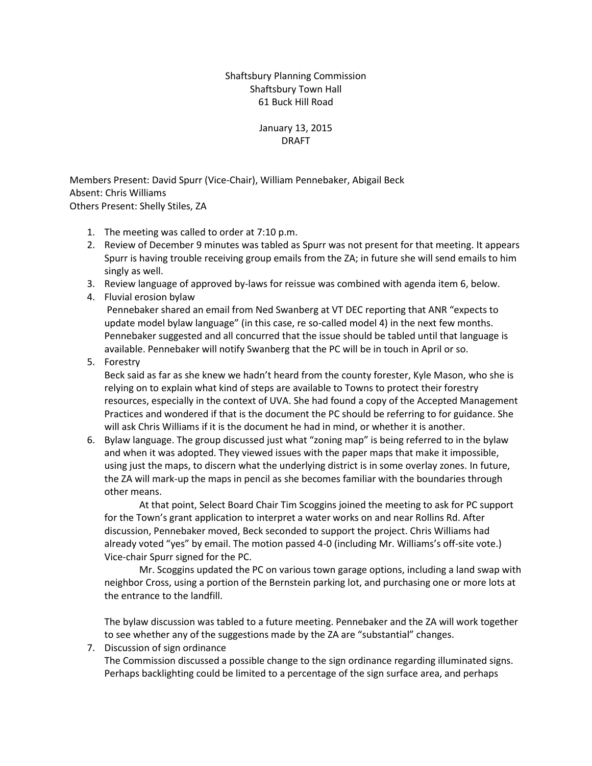Shaftsbury Planning Commission
Shaftsbury Town Hall
61 Buck Hill Road

January 13, 2015
DRAFT

Members Present: David Spurr (Vice-Chair), William Pennebaker, Abigail Beck
Absent: Chris Williams
Others Present: Shelly Stiles, ZA

1. The meeting was called to order at 7:10 p.m.
2. Review of December 9 minutes was tabled as Spurr was not present for that meeting. It appears Spurr is having trouble receiving group emails from the ZA; in future she will send emails to him singly as well.
3. Review language of approved by-laws for reissue was combined with agenda item 6, below.
4. Fluvial erosion bylaw
   Pennebaker shared an email from Ned Swanberg at VT DEC reporting that ANR "expects to update model bylaw language" (in this case, re so-called model 4) in the next few months. Pennebaker suggested and all concurred that the issue should be tabled until that language is available. Pennebaker will notify Swanberg that the PC will be in touch in April or so.
5. Forestry
   Beck said as far as she knew we hadn't heard from the county forester, Kyle Mason, who she is relying on to explain what kind of steps are available to Towns to protect their forestry resources, especially in the context of UVA. She had found a copy of the Accepted Management Practices and wondered if that is the document the PC should be referring to for guidance. She will ask Chris Williams if it is the document he had in mind, or whether it is another.
6. Bylaw language. The group discussed just what "zoning map" is being referred to in the bylaw and when it was adopted. They viewed issues with the paper maps that make it impossible, using just the maps, to discern what the underlying district is in some overlay zones. In future, the ZA will mark-up the maps in pencil as she becomes familiar with the boundaries through other means.

   At that point, Select Board Chair Tim Scoggins joined the meeting to ask for PC support for the Town's grant application to interpret a water works on and near Rollins Rd. After discussion, Pennebaker moved, Beck seconded to support the project. Chris Williams had already voted "yes" by email. The motion passed 4-0 (including Mr. Williams's off-site vote.) Vice-chair Spurr signed for the PC.

   Mr. Scoggins updated the PC on various town garage options, including a land swap with neighbor Cross, using a portion of the Bernstein parking lot, and purchasing one or more lots at the entrance to the landfill.

   The bylaw discussion was tabled to a future meeting. Pennebaker and the ZA will work together to see whether any of the suggestions made by the ZA are "substantial" changes.
7. Discussion of sign ordinance
   The Commission discussed a possible change to the sign ordinance regarding illuminated signs. Perhaps backlighting could be limited to a percentage of the sign surface area, and perhaps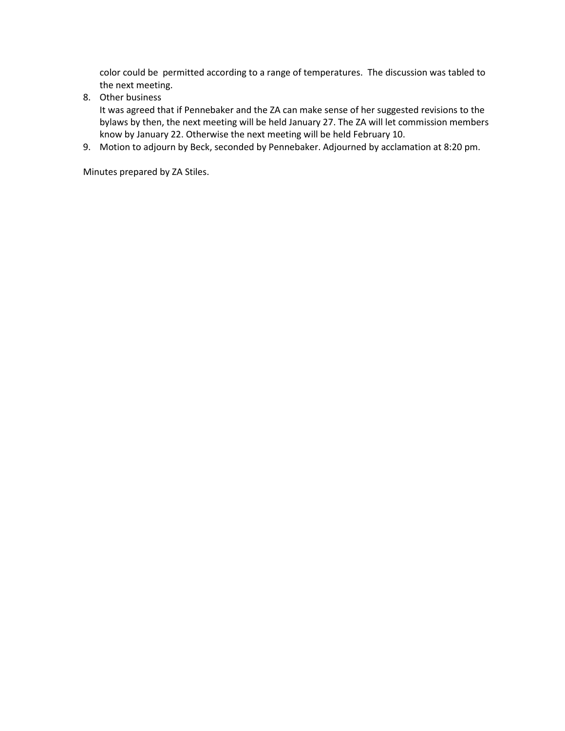color could be permitted according to a range of temperatures. The discussion was tabled to the next meeting.

8. Other business

   It was agreed that if Pennebaker and the ZA can make sense of her suggested revisions to the bylaws by then, the next meeting will be held January 27. The ZA will let commission members know by January 22. Otherwise the next meeting will be held February 10.

9. Motion to adjourn by Beck, seconded by Pennebaker. Adjourned by acclamation at 8:20 pm.

Minutes prepared by ZA Stiles.